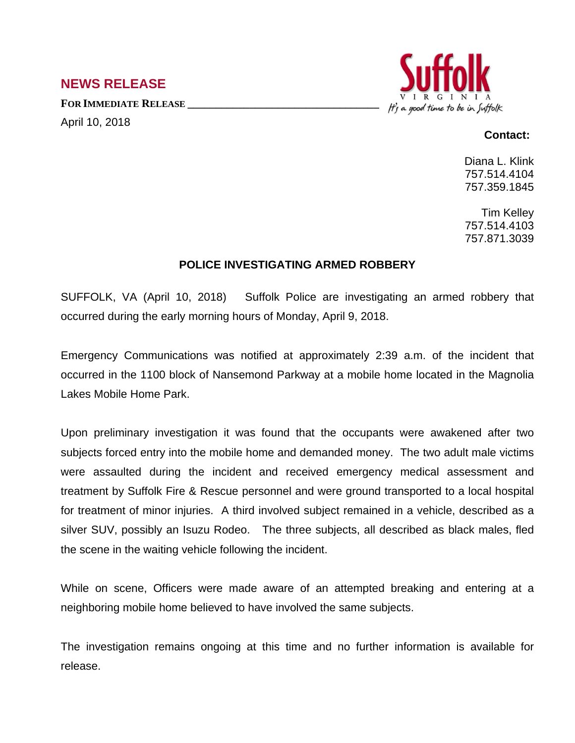## NEWS RELEASE

**FOR IMMEDIATE RELEASE**

April 10, 2018

Suffolk
VIRGINIA
It's a good time to be in Suffolk

**Contact:**

Diana L. Klink
757.514.4104
757.359.1845

Tim Kelley
757.514.4103
757.871.3039

**POLICE INVESTIGATING ARMED ROBBERY**

SUFFOLK, VA (April 10, 2018) Suffolk Police are investigating an armed robbery that occurred during the early morning hours of Monday, April 9, 2018.

Emergency Communications was notified at approximately 2:39 a.m. of the incident that occurred in the 1100 block of Nansemond Parkway at a mobile home located in the Magnolia Lakes Mobile Home Park.

Upon preliminary investigation it was found that the occupants were awakened after two subjects forced entry into the mobile home and demanded money. The two adult male victims were assaulted during the incident and received emergency medical assessment and treatment by Suffolk Fire & Rescue personnel and were ground transported to a local hospital for treatment of minor injuries. A third involved subject remained in a vehicle, described as a silver SUV, possibly an Isuzu Rodeo. The three subjects, all described as black males, fled the scene in the waiting vehicle following the incident.

While on scene, Officers were made aware of an attempted breaking and entering at a neighboring mobile home believed to have involved the same subjects.

The investigation remains ongoing at this time and no further information is available for release.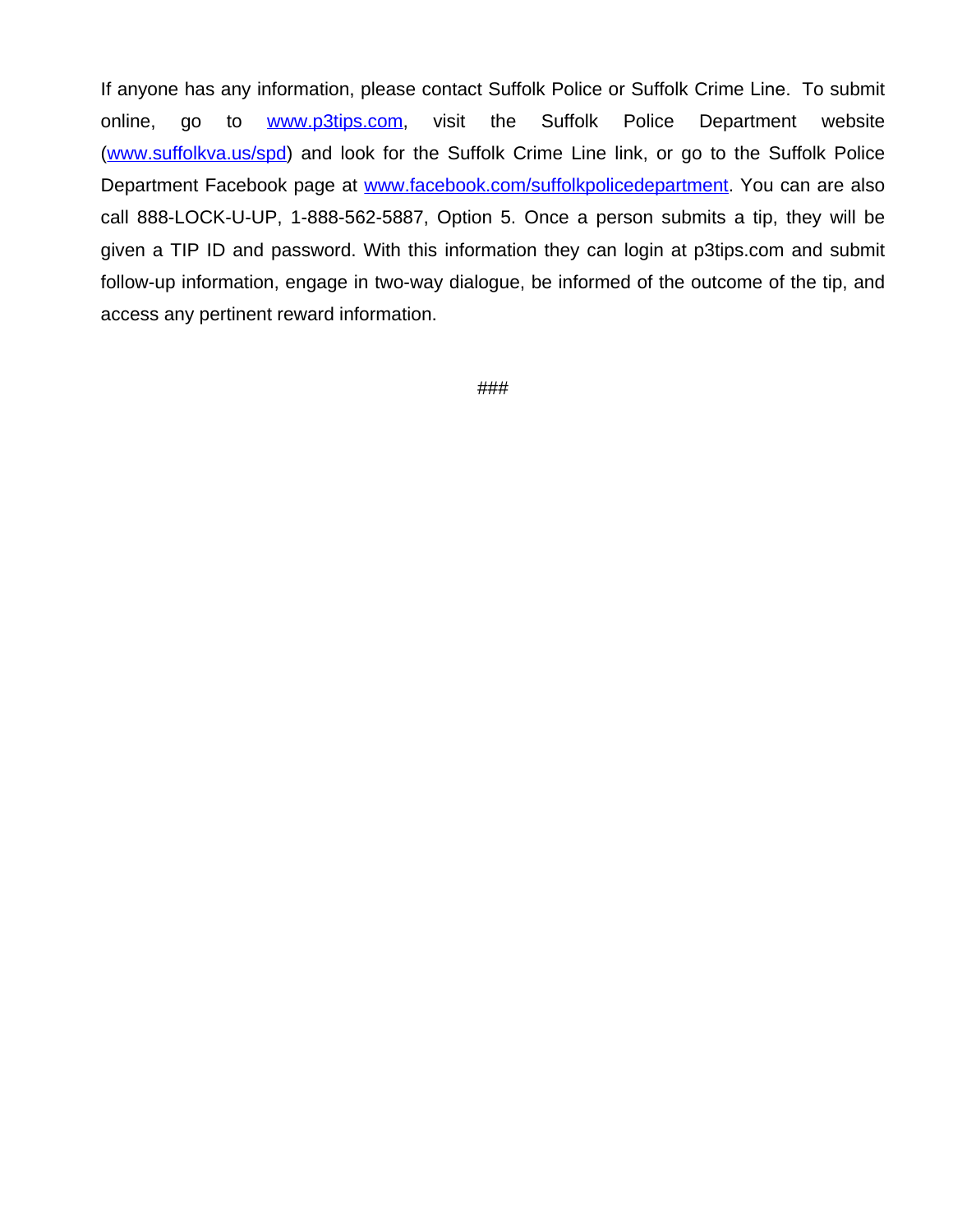If anyone has any information, please contact Suffolk Police or Suffolk Crime Line. To submit online, go to www.p3tips.com, visit the Suffolk Police Department website (www.suffolkva.us/spd) and look for the Suffolk Crime Line link, or go to the Suffolk Police Department Facebook page at www.facebook.com/suffolkpolicedepartment. You can are also call 888-LOCK-U-UP, 1-888-562-5887, Option 5. Once a person submits a tip, they will be given a TIP ID and password. With this information they can login at p3tips.com and submit follow-up information, engage in two-way dialogue, be informed of the outcome of the tip, and access any pertinent reward information.

###